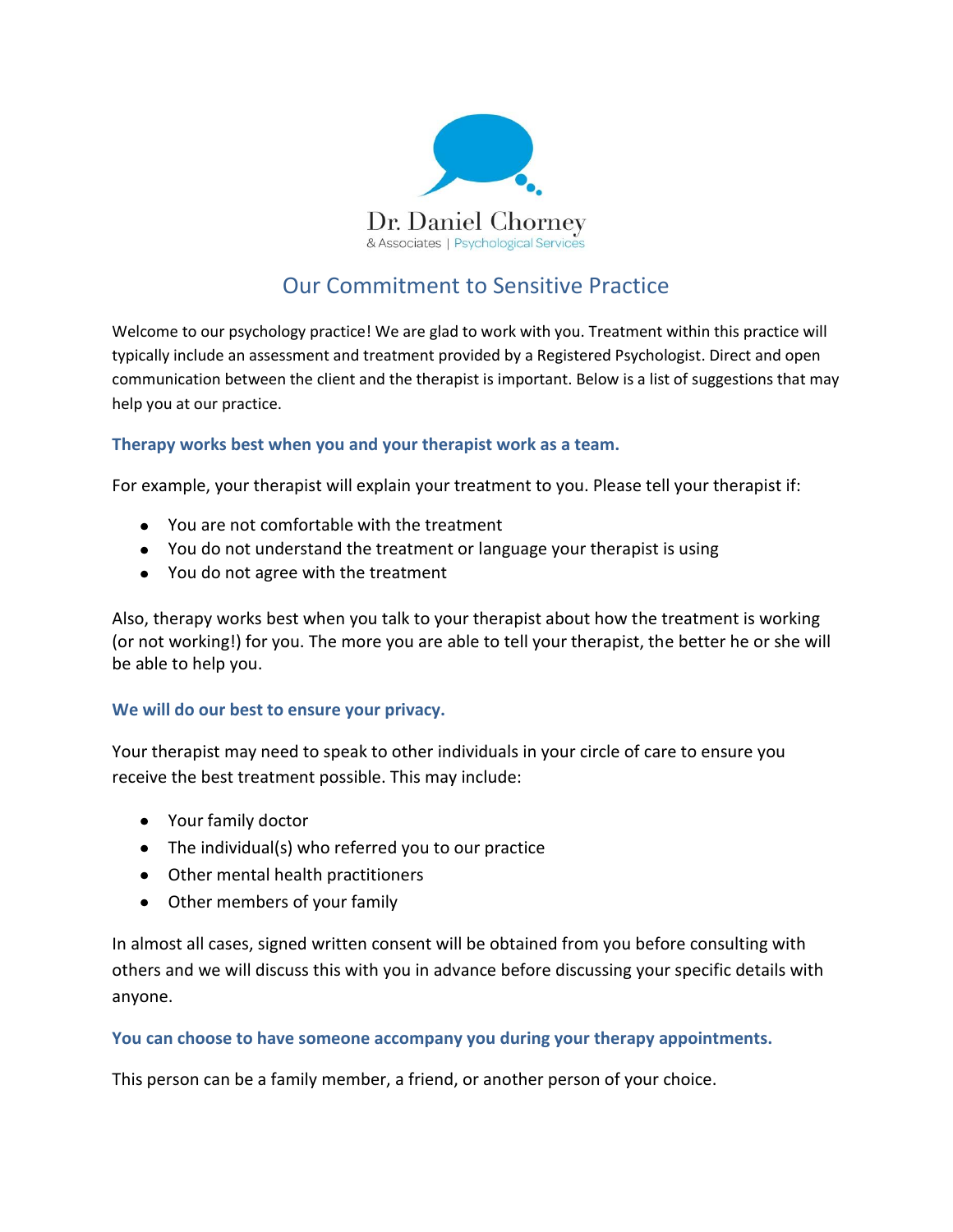Dr. Daniel Chorney

& Associates | Psychological Services

# Our Commitment to Sensitive Practice

Welcome to our psychology practice! We are glad to work with you. Treatment within this practice will typically include an assessment and treatment provided by a Registered Psychologist. Direct and open communication between the client and the therapist is important. Below is a list of suggestions that may help you at our practice.

### Therapy works best when you and your therapist work as a team.

For example, your therapist will explain your treatment to you. Please tell your therapist if:

- You are not comfortable with the treatment
- You do not understand the treatment or language your therapist is using
- You do not agree with the treatment

Also, therapy works best when you talk to your therapist about how the treatment is working (or not working!) for you. The more you are able to tell your therapist, the better he or she will be able to help you.

### We will do our best to ensure your privacy.

Your therapist may need to speak to other individuals in your circle of care to ensure you receive the best treatment possible. This may include:

- Your family doctor
- The individual(s) who referred you to our practice
- Other mental health practitioners
- Other members of your family

In almost all cases, signed written consent will be obtained from you before consulting with others and we will discuss this with you in advance before discussing your specific details with anyone.

### You can choose to have someone accompany you during your therapy appointments.

This person can be a family member, a friend, or another person of your choice.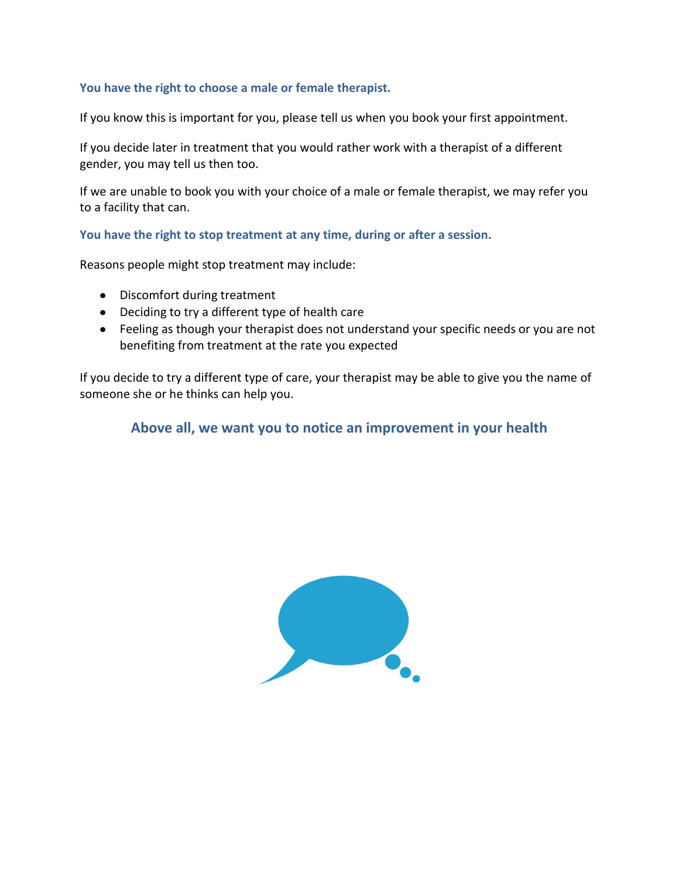**You have the right to choose a male or female therapist.**

If you know this is important for you, please tell us when you book your first appointment.

If you decide later in treatment that you would rather work with a therapist of a different gender, you may tell us then too.

If we are unable to book you with your choice of a male or female therapist, we may refer you to a facility that can.

**You have the right to stop treatment at any time, during or after a session.**

Reasons people might stop treatment may include:

- Discomfort during treatment
- Deciding to try a different type of health care
- Feeling as though your therapist does not understand your specific needs or you are not benefiting from treatment at the rate you expected

If you decide to try a different type of care, your therapist may be able to give you the name of someone she or he thinks can help you.

## Above all, we want you to notice an improvement in your health